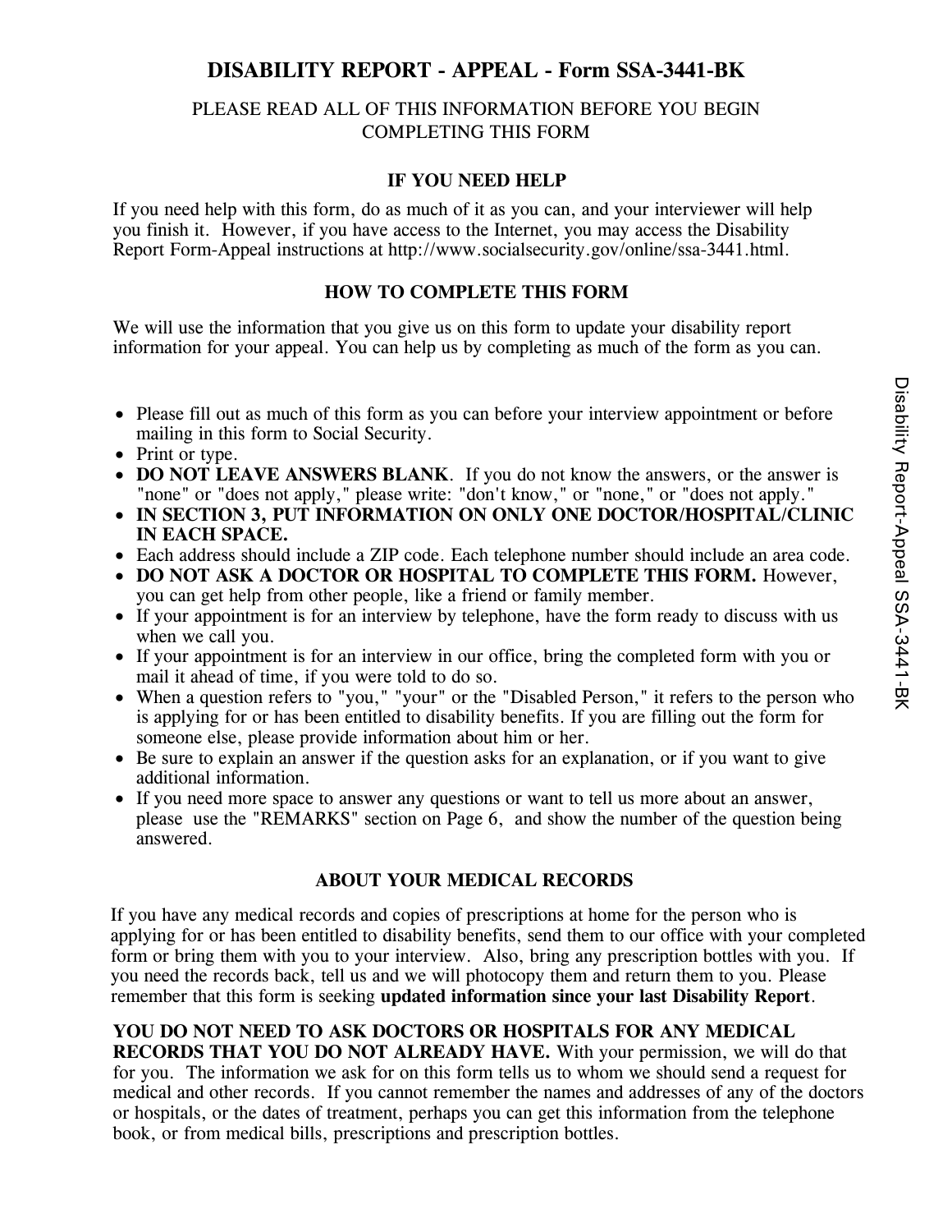# DISABILITY REPORT - APPEAL - Form SSA-3441-BK

PLEASE READ ALL OF THIS INFORMATION BEFORE YOU BEGIN COMPLETING THIS FORM

### IF YOU NEED HELP

If you need help with this form, do as much of it as you can, and your interviewer will help you finish it. However, if you have access to the Internet, you may access the Disability Report Form-Appeal instructions at http://www.socialsecurity.gov/online/ssa-3441.html.

### HOW TO COMPLETE THIS FORM

We will use the information that you give us on this form to update your disability report information for your appeal. You can help us by completing as much of the form as you can.

- Please fill out as much of this form as you can before your interview appointment or before mailing in this form to Social Security.
- Print or type.
- **DO NOT LEAVE ANSWERS BLANK**. If you do not know the answers, or the answer is "none" or "does not apply," please write: "don't know," or "none," or "does not apply."
- **IN SECTION 3, PUT INFORMATION ON ONLY ONE DOCTOR/HOSPITAL/CLINIC IN EACH SPACE.**
- Each address should include a ZIP code. Each telephone number should include an area code.
- **DO NOT ASK A DOCTOR OR HOSPITAL TO COMPLETE THIS FORM.** However, you can get help from other people, like a friend or family member.
- If your appointment is for an interview by telephone, have the form ready to discuss with us when we call you.
- If your appointment is for an interview in our office, bring the completed form with you or mail it ahead of time, if you were told to do so.
- When a question refers to "you," "your" or the "Disabled Person," it refers to the person who is applying for or has been entitled to disability benefits. If you are filling out the form for someone else, please provide information about him or her.
- Be sure to explain an answer if the question asks for an explanation, or if you want to give additional information.
- If you need more space to answer any questions or want to tell us more about an answer, please use the "REMARKS" section on Page 6, and show the number of the question being answered.

### ABOUT YOUR MEDICAL RECORDS

If you have any medical records and copies of prescriptions at home for the person who is applying for or has been entitled to disability benefits, send them to our office with your completed form or bring them with you to your interview. Also, bring any prescription bottles with you. If you need the records back, tell us and we will photocopy them and return them to you. Please remember that this form is seeking **updated information since your last Disability Report**.

**YOU DO NOT NEED TO ASK DOCTORS OR HOSPITALS FOR ANY MEDICAL RECORDS THAT YOU DO NOT ALREADY HAVE.** With your permission, we will do that for you. The information we ask for on this form tells us to whom we should send a request for medical and other records. If you cannot remember the names and addresses of any of the doctors or hospitals, or the dates of treatment, perhaps you can get this information from the telephone book, or from medical bills, prescriptions and prescription bottles.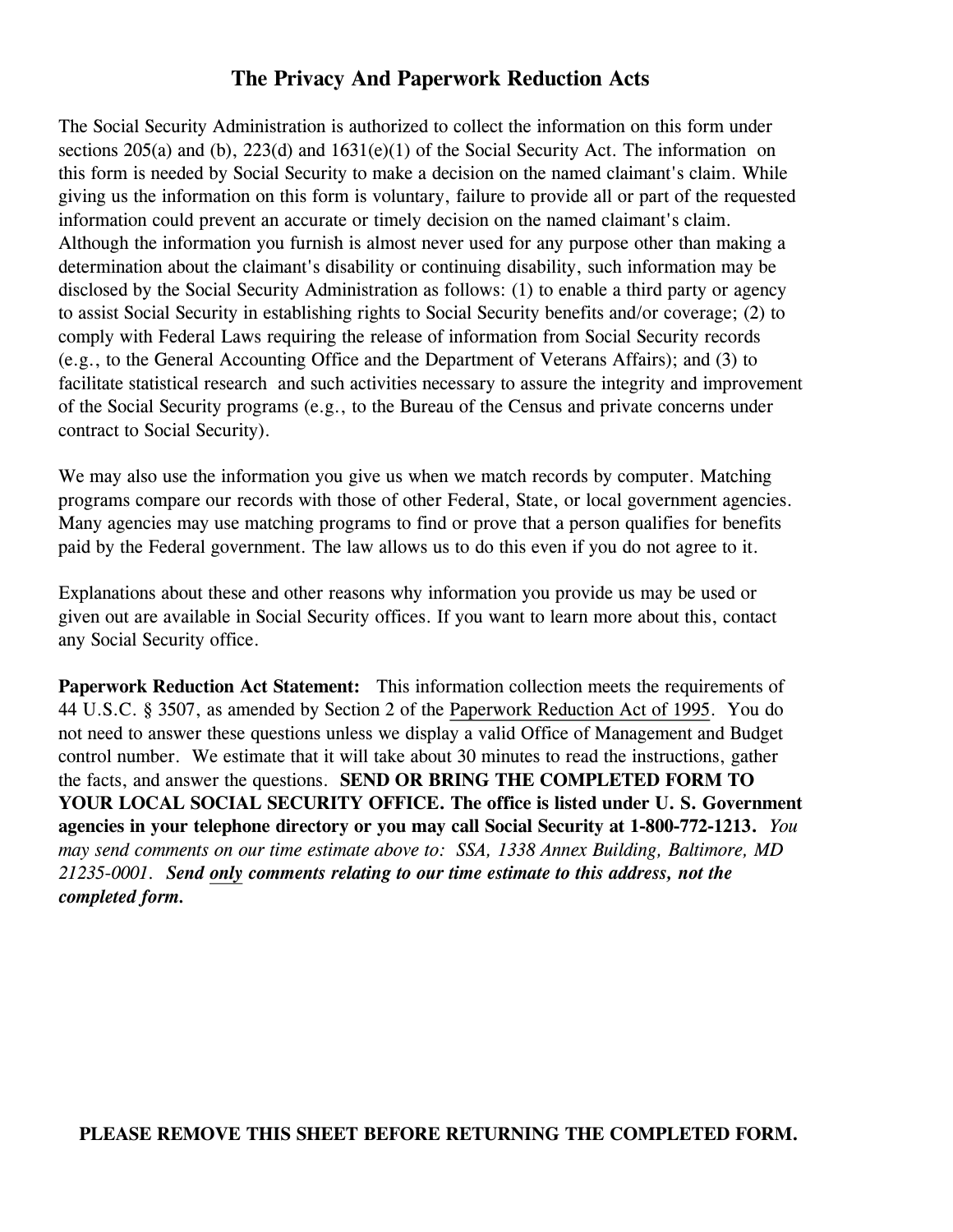## The Privacy And Paperwork Reduction Acts

The Social Security Administration is authorized to collect the information on this form under sections 205(a) and (b), 223(d) and 1631(e)(1) of the Social Security Act. The information on this form is needed by Social Security to make a decision on the named claimant's claim. While giving us the information on this form is voluntary, failure to provide all or part of the requested information could prevent an accurate or timely decision on the named claimant's claim. Although the information you furnish is almost never used for any purpose other than making a determination about the claimant's disability or continuing disability, such information may be disclosed by the Social Security Administration as follows: (1) to enable a third party or agency to assist Social Security in establishing rights to Social Security benefits and/or coverage; (2) to comply with Federal Laws requiring the release of information from Social Security records (e.g., to the General Accounting Office and the Department of Veterans Affairs); and (3) to facilitate statistical research and such activities necessary to assure the integrity and improvement of the Social Security programs (e.g., to the Bureau of the Census and private concerns under contract to Social Security).

We may also use the information you give us when we match records by computer. Matching programs compare our records with those of other Federal, State, or local government agencies. Many agencies may use matching programs to find or prove that a person qualifies for benefits paid by the Federal government. The law allows us to do this even if you do not agree to it.

Explanations about these and other reasons why information you provide us may be used or given out are available in Social Security offices. If you want to learn more about this, contact any Social Security office.

**Paperwork Reduction Act Statement:** This information collection meets the requirements of 44 U.S.C. § 3507, as amended by Section 2 of the Paperwork Reduction Act of 1995. You do not need to answer these questions unless we display a valid Office of Management and Budget control number. We estimate that it will take about 30 minutes to read the instructions, gather the facts, and answer the questions. **SEND OR BRING THE COMPLETED FORM TO YOUR LOCAL SOCIAL SECURITY OFFICE. The office is listed under U. S. Government agencies in your telephone directory or you may call Social Security at 1-800-772-1213.** *You may send comments on our time estimate above to: SSA, 1338 Annex Building, Baltimore, MD 21235-0001.* ***Send only comments relating to our time estimate to this address, not the completed form.***

**PLEASE REMOVE THIS SHEET BEFORE RETURNING THE COMPLETED FORM.**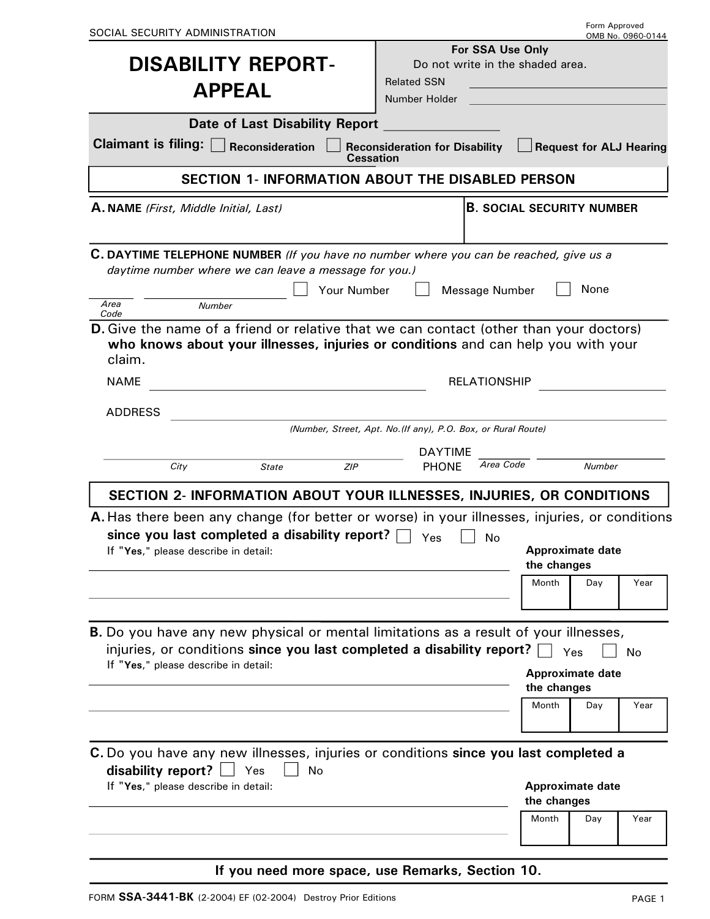SOCIAL SECURITY ADMINISTRATION

Form Approved
OMB No. 0960-0144

# DISABILITY REPORT-APPEAL

**For SSA Use Only**
Do not write in the shaded area.

Related SSN ____________________

Number Holder ____________________

**Date of Last Disability Report** ______________

**Claimant is filing:** ☐ **Reconsideration** ☐ **Reconsideration for Disability Cessation** ☐ **Request for ALJ Hearing**

## SECTION 1- INFORMATION ABOUT THE DISABLED PERSON

**A. NAME** *(First, Middle Initial, Last)*

**B. SOCIAL SECURITY NUMBER**

**C. DAYTIME TELEPHONE NUMBER** *(If you have no number where you can be reached, give us a daytime number where we can leave a message for you.)*

______ ______________ ☐ Your Number ☐ Message Number ☐ None

*Area Code* *Number*

**D.** Give the name of a friend or relative that we can contact (other than your doctors) **who knows about your illnesses, injuries or conditions** and can help you with your claim.

NAME ______________________________ RELATIONSHIP ______________

ADDRESS ____________________________________________
*(Number, Street, Apt. No.(If any), P.O. Box, or Rural Route)*

______________________________ DAYTIME PHONE ______ ______________
*City* *State* *ZIP* *Area Code* *Number*

## SECTION 2- INFORMATION ABOUT YOUR ILLNESSES, INJURIES, OR CONDITIONS

**A.** Has there been any change (for better or worse) in your illnesses, injuries, or conditions **since you last completed a disability report?** ☐ Yes ☐ No

If "**Yes**," please describe in detail:

**Approximate date the changes**

| Month | Day | Year |
|---|---|---|
| | | |

**B.** Do you have any new physical or mental limitations as a result of your illnesses, injuries, or conditions **since you last completed a disability report?** ☐ Yes ☐ No

If "**Yes**," please describe in detail:

**Approximate date the changes**

| Month | Day | Year |
|---|---|---|
| | | |

**C.** Do you have any new illnesses, injuries or conditions **since you last completed a disability report?** ☐ Yes ☐ No

If "**Yes**," please describe in detail:

**Approximate date the changes**

| Month | Day | Year |
|---|---|---|
| | | |

**If you need more space, use Remarks, Section 10.**

FORM **SSA-3441-BK** (2-2004) EF (02-2004) Destroy Prior Editions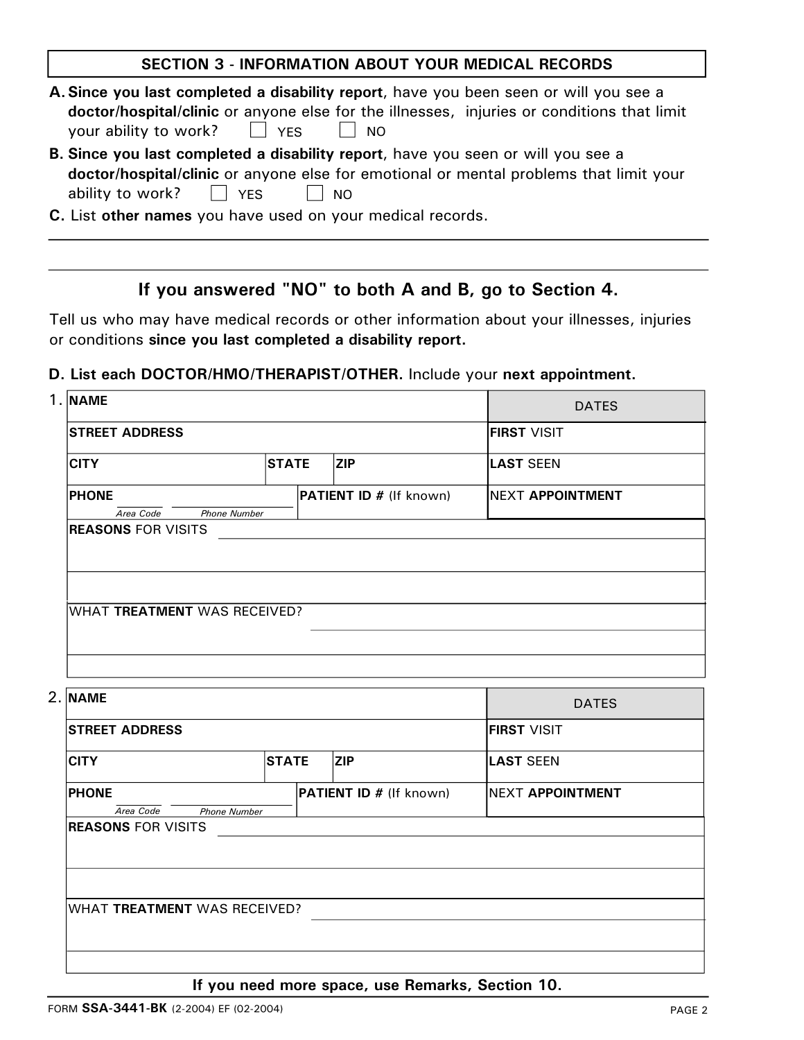## SECTION 3 - INFORMATION ABOUT YOUR MEDICAL RECORDS

**A. Since you last completed a disability report**, have you been seen or will you see a **doctor/hospital/clinic** or anyone else for the illnesses, injuries or conditions that limit your ability to work? ☐ YES ☐ NO

**B. Since you last completed a disability report**, have you seen or will you see a **doctor/hospital/clinic** or anyone else for emotional or mental problems that limit your ability to work? ☐ YES ☐ NO

**C.** List **other names** you have used on your medical records.

___

___

### If you answered "NO" to both A and B, go to Section 4.

Tell us who may have medical records or other information about your illnesses, injuries or conditions **since you last completed a disability report.**

**D. List each DOCTOR/HMO/THERAPIST/OTHER.** Include your **next appointment.**

**1.**

| | | | |
|---|---|---|---|
| **NAME** | | | DATES |
| **STREET ADDRESS** | | | **FIRST** VISIT |
| **CITY** | **STATE** | **ZIP** | **LAST** SEEN |
| **PHONE** (Area Code) (Phone Number) | **PATIENT ID #** (If known) | | NEXT **APPOINTMENT** |
| **REASONS** FOR VISITS | | | |
| WHAT **TREATMENT** WAS RECEIVED? | | | |

**2.**

| | | | |
|---|---|---|---|
| **NAME** | | | DATES |
| **STREET ADDRESS** | | | **FIRST** VISIT |
| **CITY** | **STATE** | **ZIP** | **LAST** SEEN |
| **PHONE** (Area Code) (Phone Number) | **PATIENT ID #** (If known) | | NEXT **APPOINTMENT** |
| **REASONS** FOR VISITS | | | |
| WHAT **TREATMENT** WAS RECEIVED? | | | |

**If you need more space, use Remarks, Section 10.**

FORM **SSA-3441-BK** (2-2004) EF (02-2004)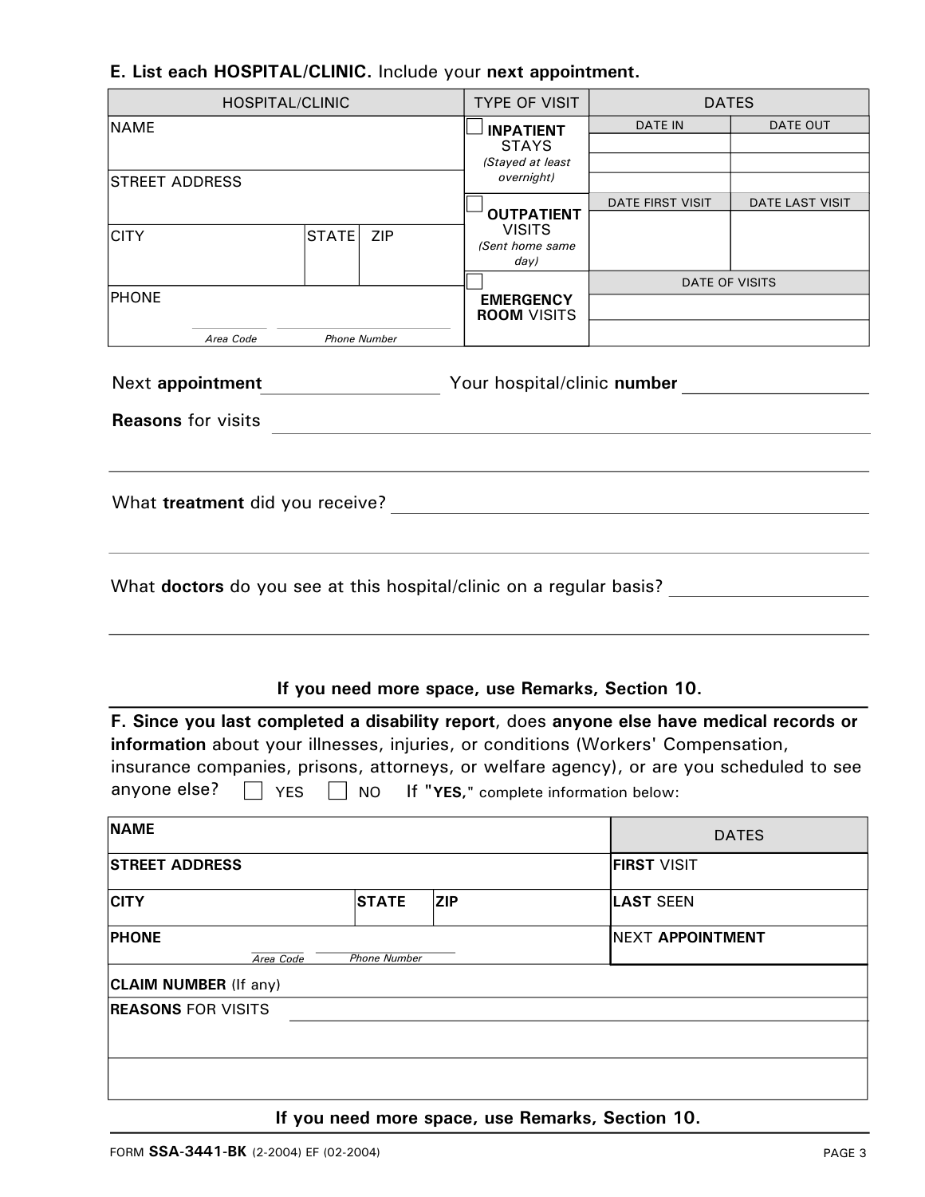**E. List each HOSPITAL/CLINIC.** Include your **next appointment.**

| HOSPITAL/CLINIC | | | TYPE OF VISIT | DATES | |
|---|---|---|---|---|---|
| NAME | | | ☐ **INPATIENT** STAYS *(Stayed at least overnight)* | DATE IN | DATE OUT |
| | | | | | |
| STREET ADDRESS | | | | | |
| | | | | | |
| CITY | STATE | ZIP | ☐ **OUTPATIENT** VISITS *(Sent home same day)* | DATE FIRST VISIT | DATE LAST VISIT |
| | | | | | |
| PHONE *Area Code* *Phone Number* | | | ☐ **EMERGENCY ROOM** VISITS | DATE OF VISITS | |
| | | | | | |

Next **appointment** ____________________ Your hospital/clinic **number** ____________________

**Reasons** for visits ________________________________________

What **treatment** did you receive? ________________________________________

What **doctors** do you see at this hospital/clinic on a regular basis? ____________________

**If you need more space, use Remarks, Section 10.**

**F. Since you last completed a disability report**, does **anyone else have medical records or information** about your illnesses, injuries, or conditions (Workers' Compensation, insurance companies, prisons, attorneys, or welfare agency), or are you scheduled to see anyone else? ☐ YES ☐ NO If "**YES,**" complete information below:

| | | | DATES |
|---|---|---|---|
| **NAME** | | | |
| **STREET ADDRESS** | | | **FIRST** VISIT |
| **CITY** | **STATE** | **ZIP** | **LAST** SEEN |
| **PHONE** *Area Code* *Phone Number* | | | NEXT **APPOINTMENT** |
| **CLAIM NUMBER** (If any) | | | |
| **REASONS** FOR VISITS | | | |
| | | | |
| | | | |

**If you need more space, use Remarks, Section 10.**

FORM **SSA-3441-BK** (2-2004) EF (02-2004)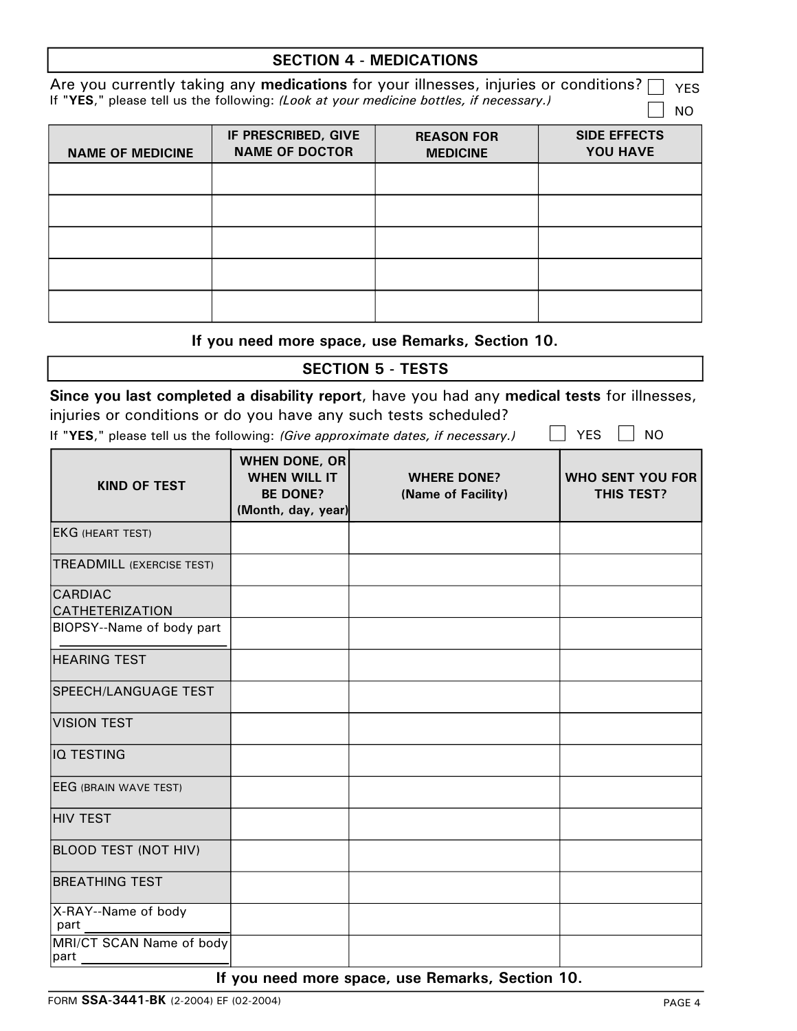## SECTION 4 - MEDICATIONS

Are you currently taking any **medications** for your illnesses, injuries or conditions? ☐ YES ☐ NO

If "**YES**," please tell us the following: *(Look at your medicine bottles, if necessary.)*

| NAME OF MEDICINE | IF PRESCRIBED, GIVE NAME OF DOCTOR | REASON FOR MEDICINE | SIDE EFFECTS YOU HAVE |
|---|---|---|---|
| | | | |
| | | | |
| | | | |
| | | | |
| | | | |

**If you need more space, use Remarks, Section 10.**

## SECTION 5 - TESTS

**Since you last completed a disability report**, have you had any **medical tests** for illnesses, injuries or conditions or do you have any such tests scheduled?

If "**YES**," please tell us the following: *(Give approximate dates, if necessary.)* ☐ YES ☐ NO

| KIND OF TEST | WHEN DONE, OR WHEN WILL IT BE DONE? (Month, day, year) | WHERE DONE? (Name of Facility) | WHO SENT YOU FOR THIS TEST? |
|---|---|---|---|
| EKG (HEART TEST) | | | |
| TREADMILL (EXERCISE TEST) | | | |
| CARDIAC CATHETERIZATION | | | |
| BIOPSY--Name of body part ______ | | | |
| HEARING TEST | | | |
| SPEECH/LANGUAGE TEST | | | |
| VISION TEST | | | |
| IQ TESTING | | | |
| EEG (BRAIN WAVE TEST) | | | |
| HIV TEST | | | |
| BLOOD TEST (NOT HIV) | | | |
| BREATHING TEST | | | |
| X-RAY--Name of body part ______ | | | |
| MRI/CT SCAN Name of body part ______ | | | |

**If you need more space, use Remarks, Section 10.**

FORM **SSA-3441-BK** (2-2004) EF (02-2004)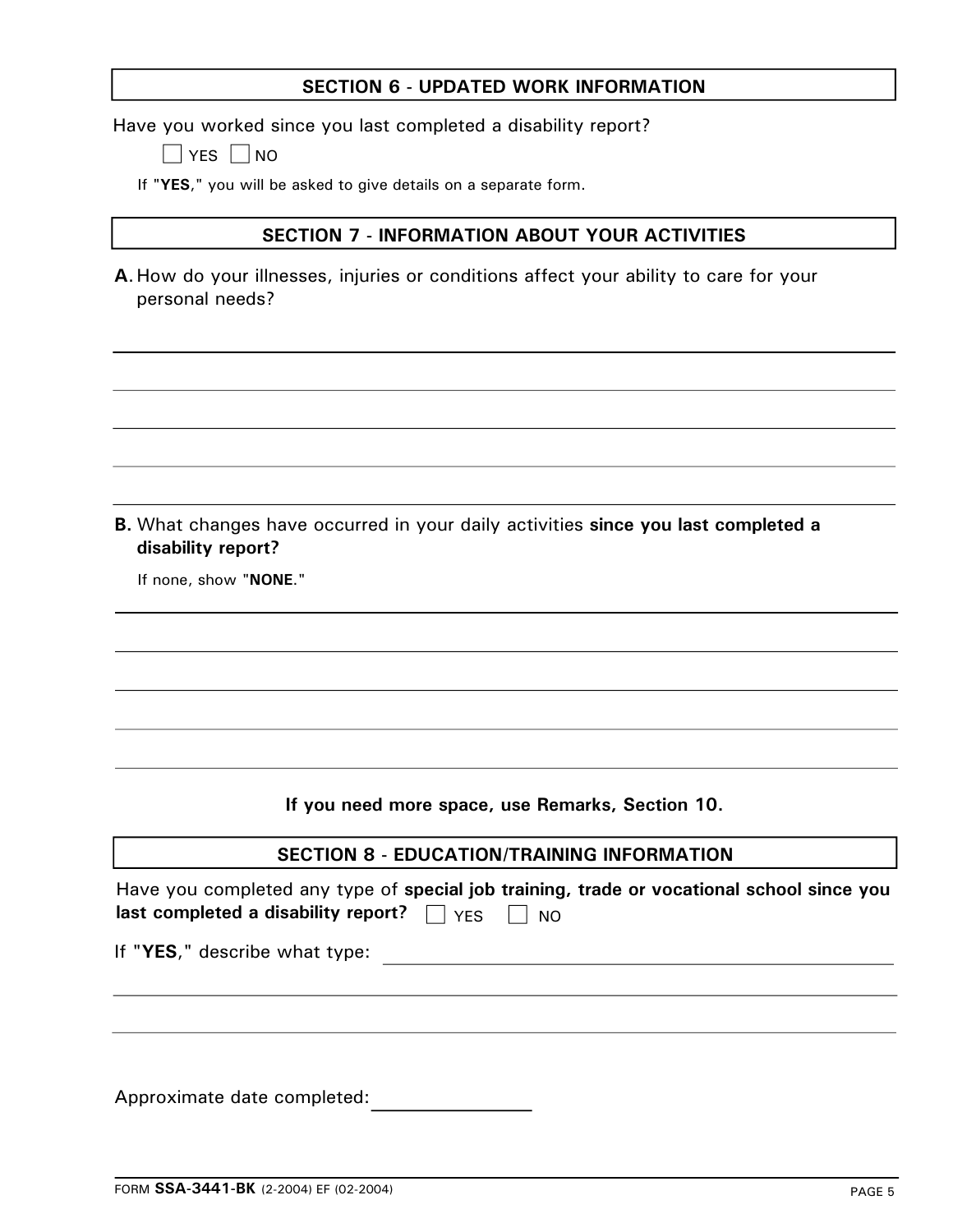## SECTION 6 - UPDATED WORK INFORMATION

Have you worked since you last completed a disability report?

☐ YES ☐ NO

If "**YES**," you will be asked to give details on a separate form.

## SECTION 7 - INFORMATION ABOUT YOUR ACTIVITIES

**A.** How do your illnesses, injuries or conditions affect your ability to care for your personal needs?

______________________________________________________________________

______________________________________________________________________

______________________________________________________________________

______________________________________________________________________

______________________________________________________________________

**B.** What changes have occurred in your daily activities **since you last completed a disability report?**

If none, show "**NONE**."

______________________________________________________________________

______________________________________________________________________

______________________________________________________________________

______________________________________________________________________

______________________________________________________________________

**If you need more space, use Remarks, Section 10.**

## SECTION 8 - EDUCATION/TRAINING INFORMATION

Have you completed any type of **special job training, trade or vocational school since you last completed a disability report?** ☐ YES ☐ NO

If "**YES**," describe what type: ______________________________________________

______________________________________________________________________

______________________________________________________________________

Approximate date completed: ________________

FORM **SSA-3441-BK** (2-2004) EF (02-2004)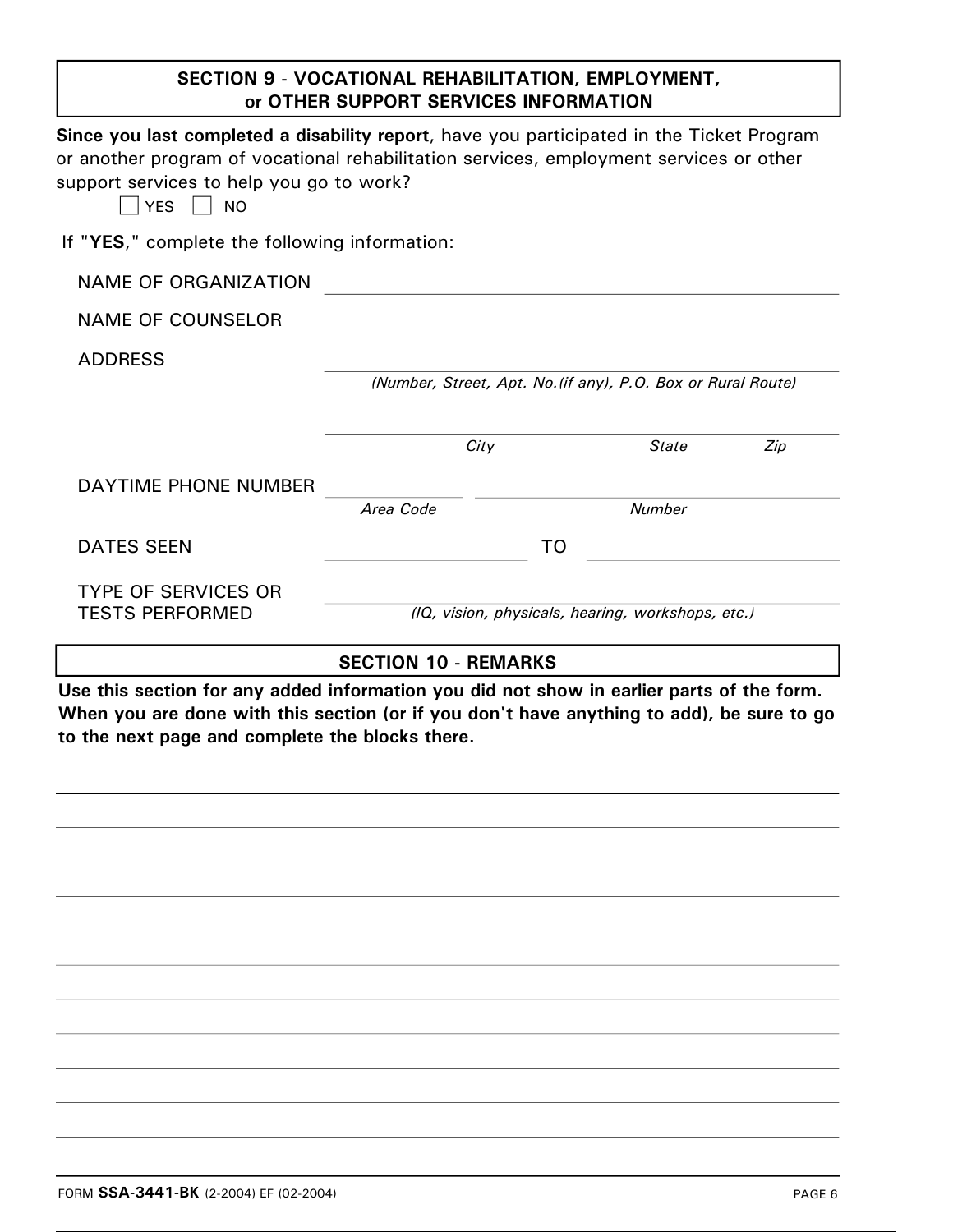## SECTION 9 - VOCATIONAL REHABILITATION, EMPLOYMENT, or OTHER SUPPORT SERVICES INFORMATION

**Since you last completed a disability report**, have you participated in the Ticket Program or another program of vocational rehabilitation services, employment services or other support services to help you go to work?

☐ YES ☐ NO

If "**YES**," complete the following information:

NAME OF ORGANIZATION ______________________________

NAME OF COUNSELOR ______________________________

ADDRESS ______________________________

*(Number, Street, Apt. No.(if any), P.O. Box or Rural Route)*

______________________________

*City* *State* *Zip*

DAYTIME PHONE NUMBER ________ ______________________

*Area Code* *Number*

DATES SEEN ______________ TO ______________

TYPE OF SERVICES OR TESTS PERFORMED ______________________________

*(IQ, vision, physicals, hearing, workshops, etc.)*

## SECTION 10 - REMARKS

**Use this section for any added information you did not show in earlier parts of the form. When you are done with this section (or if you don't have anything to add), be sure to go to the next page and complete the blocks there.**

FORM **SSA-3441-BK** (2-2004) EF (02-2004)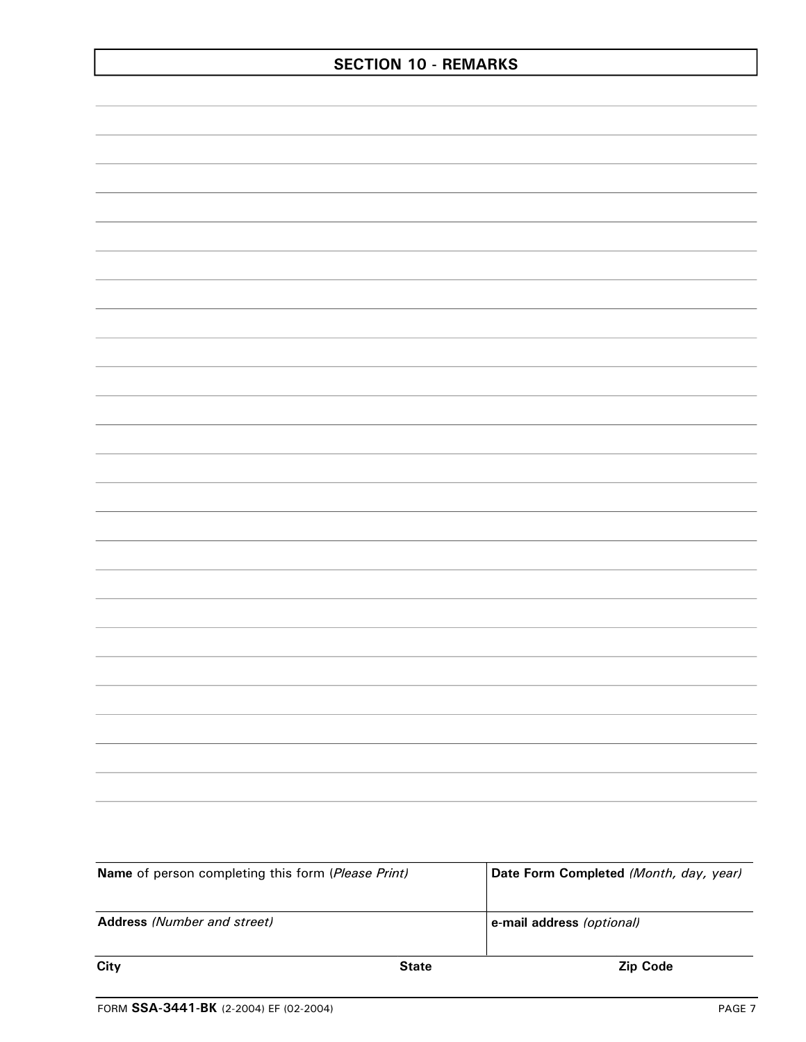## SECTION 10 - REMARKS

| **Name** of person completing this form (*Please Print*) | | **Date Form Completed** *(Month, day, year)* |
|---|---|---|
| **Address** *(Number and street)* | | **e-mail address** *(optional)* |
| **City** | **State** | **Zip Code** |

FORM **SSA-3441-BK** (2-2004) EF (02-2004)